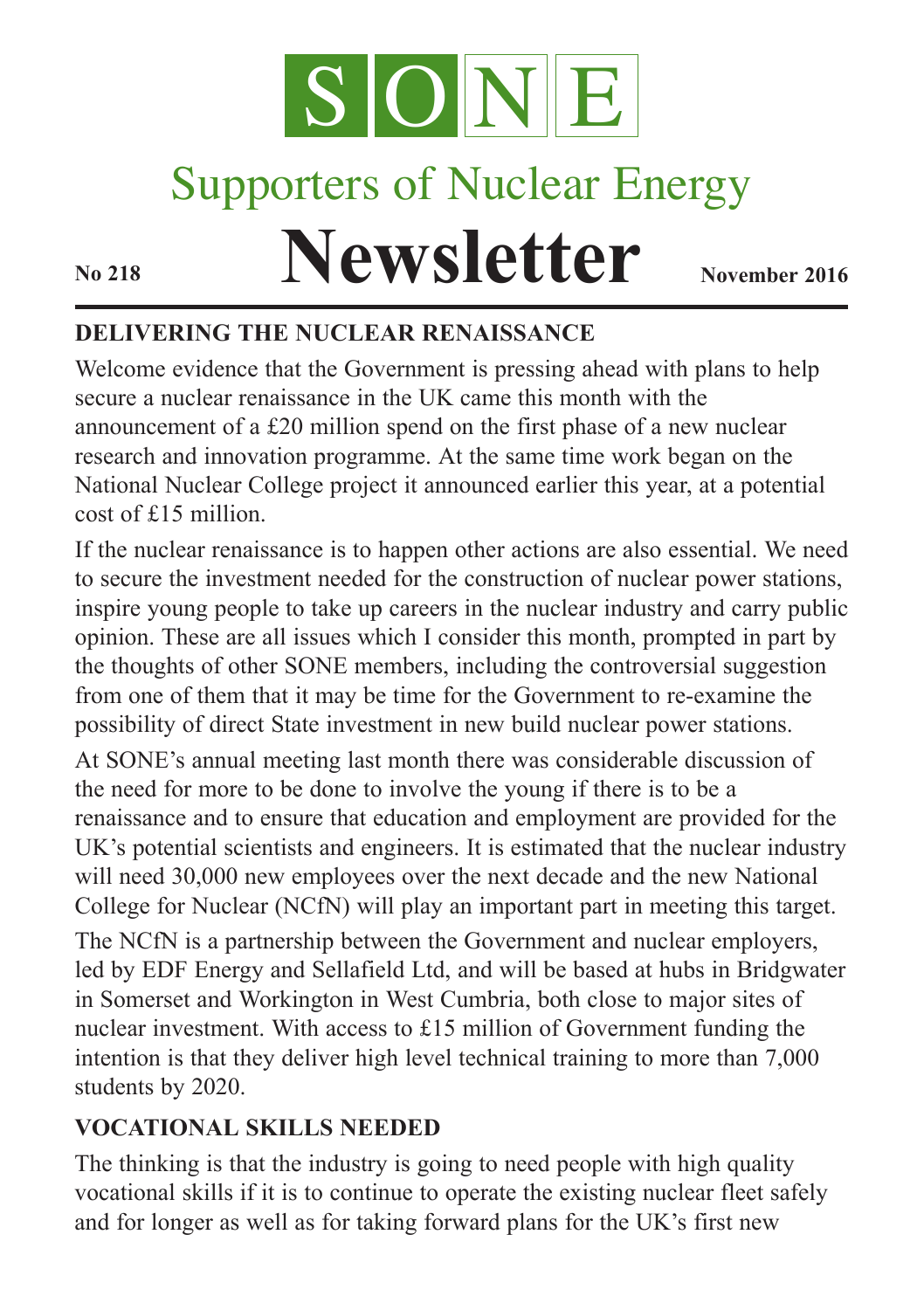# SONE

## Supporters of Nuclear Energy

# Newsletter

**No 218** **November 2016**

## DELIVERING THE NUCLEAR RENAISSANCE

Welcome evidence that the Government is pressing ahead with plans to help secure a nuclear renaissance in the UK came this month with the announcement of a £20 million spend on the first phase of a new nuclear research and innovation programme. At the same time work began on the National Nuclear College project it announced earlier this year, at a potential cost of £15 million.

If the nuclear renaissance is to happen other actions are also essential. We need to secure the investment needed for the construction of nuclear power stations, inspire young people to take up careers in the nuclear industry and carry public opinion. These are all issues which I consider this month, prompted in part by the thoughts of other SONE members, including the controversial suggestion from one of them that it may be time for the Government to re-examine the possibility of direct State investment in new build nuclear power stations.

At SONE's annual meeting last month there was considerable discussion of the need for more to be done to involve the young if there is to be a renaissance and to ensure that education and employment are provided for the UK's potential scientists and engineers. It is estimated that the nuclear industry will need 30,000 new employees over the next decade and the new National College for Nuclear (NCfN) will play an important part in meeting this target.

The NCfN is a partnership between the Government and nuclear employers, led by EDF Energy and Sellafield Ltd, and will be based at hubs in Bridgwater in Somerset and Workington in West Cumbria, both close to major sites of nuclear investment. With access to £15 million of Government funding the intention is that they deliver high level technical training to more than 7,000 students by 2020.

## VOCATIONAL SKILLS NEEDED

The thinking is that the industry is going to need people with high quality vocational skills if it is to continue to operate the existing nuclear fleet safely and for longer as well as for taking forward plans for the UK's first new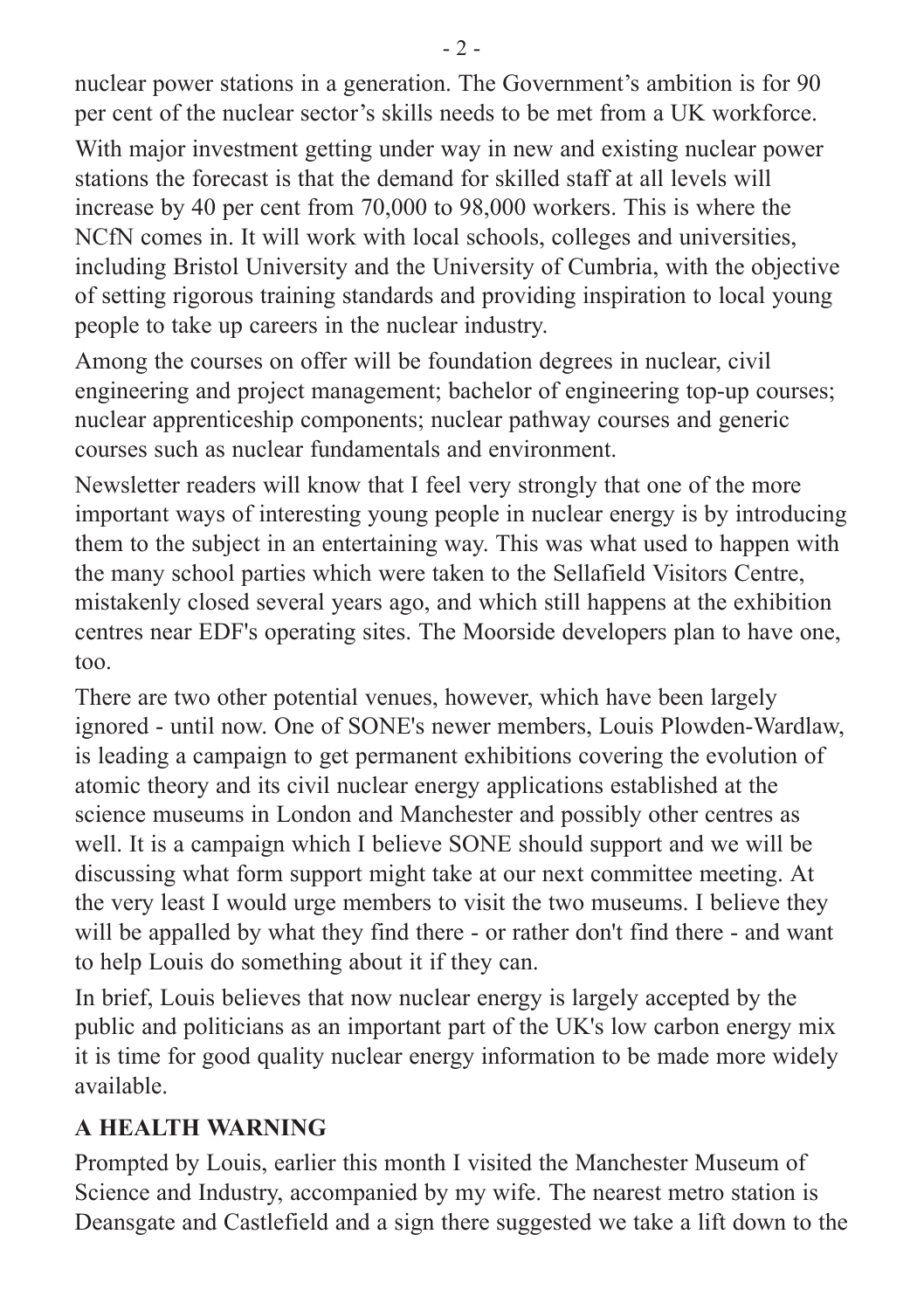nuclear power stations in a generation. The Government's ambition is for 90 per cent of the nuclear sector's skills needs to be met from a UK workforce.

With major investment getting under way in new and existing nuclear power stations the forecast is that the demand for skilled staff at all levels will increase by 40 per cent from 70,000 to 98,000 workers. This is where the NCfN comes in. It will work with local schools, colleges and universities, including Bristol University and the University of Cumbria, with the objective of setting rigorous training standards and providing inspiration to local young people to take up careers in the nuclear industry.

Among the courses on offer will be foundation degrees in nuclear, civil engineering and project management; bachelor of engineering top-up courses; nuclear apprenticeship components; nuclear pathway courses and generic courses such as nuclear fundamentals and environment.

Newsletter readers will know that I feel very strongly that one of the more important ways of interesting young people in nuclear energy is by introducing them to the subject in an entertaining way. This was what used to happen with the many school parties which were taken to the Sellafield Visitors Centre, mistakenly closed several years ago, and which still happens at the exhibition centres near EDF's operating sites. The Moorside developers plan to have one, too.

There are two other potential venues, however, which have been largely ignored - until now. One of SONE's newer members, Louis Plowden-Wardlaw, is leading a campaign to get permanent exhibitions covering the evolution of atomic theory and its civil nuclear energy applications established at the science museums in London and Manchester and possibly other centres as well. It is a campaign which I believe SONE should support and we will be discussing what form support might take at our next committee meeting. At the very least I would urge members to visit the two museums. I believe they will be appalled by what they find there - or rather don't find there - and want to help Louis do something about it if they can.

In brief, Louis believes that now nuclear energy is largely accepted by the public and politicians as an important part of the UK's low carbon energy mix it is time for good quality nuclear energy information to be made more widely available.

## A HEALTH WARNING

Prompted by Louis, earlier this month I visited the Manchester Museum of Science and Industry, accompanied by my wife. The nearest metro station is Deansgate and Castlefield and a sign there suggested we take a lift down to the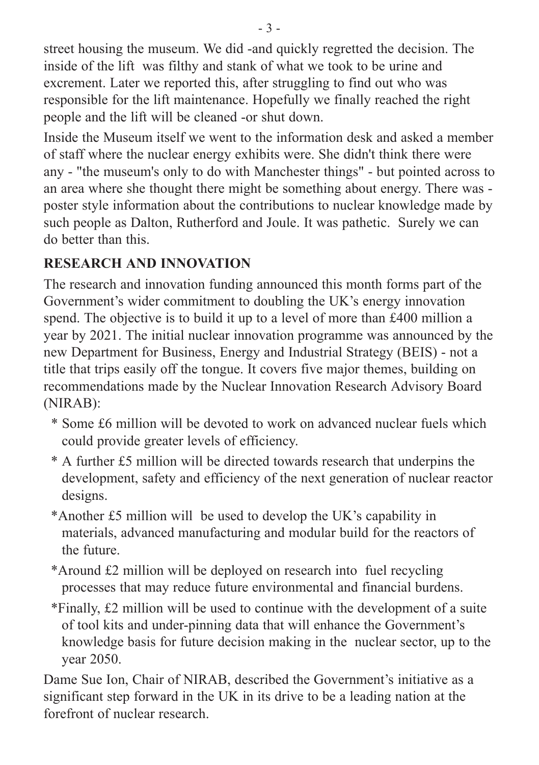street housing the museum. We did -and quickly regretted the decision. The inside of the lift was filthy and stank of what we took to be urine and excrement. Later we reported this, after struggling to find out who was responsible for the lift maintenance. Hopefully we finally reached the right people and the lift will be cleaned -or shut down.

Inside the Museum itself we went to the information desk and asked a member of staff where the nuclear energy exhibits were. She didn't think there were any - "the museum's only to do with Manchester things" - but pointed across to an area where she thought there might be something about energy. There was - poster style information about the contributions to nuclear knowledge made by such people as Dalton, Rutherford and Joule. It was pathetic. Surely we can do better than this.

## RESEARCH AND INNOVATION

The research and innovation funding announced this month forms part of the Government's wider commitment to doubling the UK's energy innovation spend. The objective is to build it up to a level of more than £400 million a year by 2021. The initial nuclear innovation programme was announced by the new Department for Business, Energy and Industrial Strategy (BEIS) - not a title that trips easily off the tongue. It covers five major themes, building on recommendations made by the Nuclear Innovation Research Advisory Board (NIRAB):

- Some £6 million will be devoted to work on advanced nuclear fuels which could provide greater levels of efficiency.
- A further £5 million will be directed towards research that underpins the development, safety and efficiency of the next generation of nuclear reactor designs.
- Another £5 million will be used to develop the UK's capability in materials, advanced manufacturing and modular build for the reactors of the future.
- Around £2 million will be deployed on research into fuel recycling processes that may reduce future environmental and financial burdens.
- Finally, £2 million will be used to continue with the development of a suite of tool kits and under-pinning data that will enhance the Government's knowledge basis for future decision making in the nuclear sector, up to the year 2050.

Dame Sue Ion, Chair of NIRAB, described the Government's initiative as a significant step forward in the UK in its drive to be a leading nation at the forefront of nuclear research.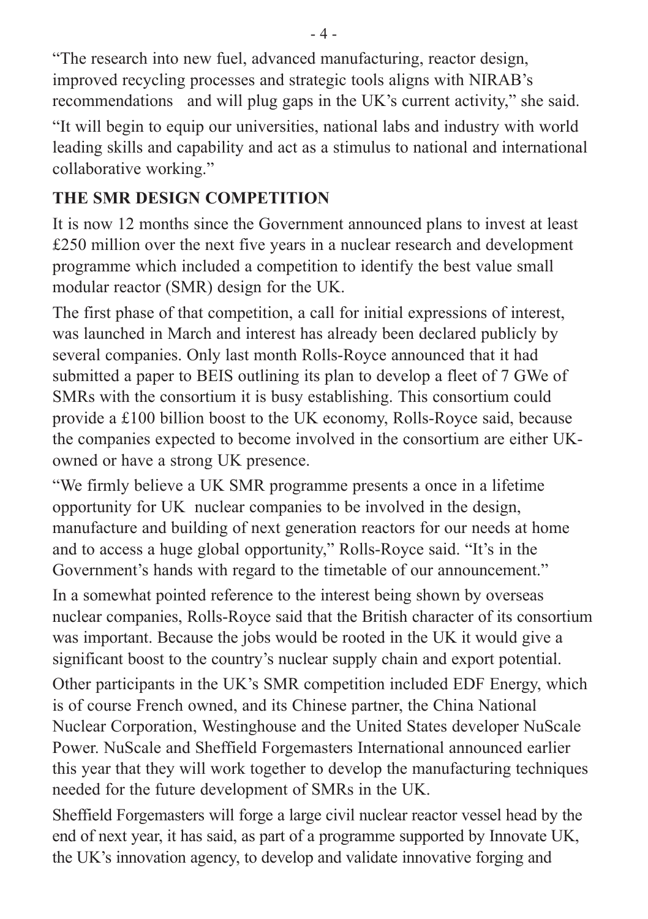"The research into new fuel, advanced manufacturing, reactor design, improved recycling processes and strategic tools aligns with NIRAB's recommendations and will plug gaps in the UK's current activity," she said.

"It will begin to equip our universities, national labs and industry with world leading skills and capability and act as a stimulus to national and international collaborative working."

## THE SMR DESIGN COMPETITION

It is now 12 months since the Government announced plans to invest at least £250 million over the next five years in a nuclear research and development programme which included a competition to identify the best value small modular reactor (SMR) design for the UK.

The first phase of that competition, a call for initial expressions of interest, was launched in March and interest has already been declared publicly by several companies. Only last month Rolls-Royce announced that it had submitted a paper to BEIS outlining its plan to develop a fleet of 7 GWe of SMRs with the consortium it is busy establishing. This consortium could provide a £100 billion boost to the UK economy, Rolls-Royce said, because the companies expected to become involved in the consortium are either UK-owned or have a strong UK presence.

"We firmly believe a UK SMR programme presents a once in a lifetime opportunity for UK nuclear companies to be involved in the design, manufacture and building of next generation reactors for our needs at home and to access a huge global opportunity," Rolls-Royce said. "It's in the Government's hands with regard to the timetable of our announcement."

In a somewhat pointed reference to the interest being shown by overseas nuclear companies, Rolls-Royce said that the British character of its consortium was important. Because the jobs would be rooted in the UK it would give a significant boost to the country's nuclear supply chain and export potential.

Other participants in the UK's SMR competition included EDF Energy, which is of course French owned, and its Chinese partner, the China National Nuclear Corporation, Westinghouse and the United States developer NuScale Power. NuScale and Sheffield Forgemasters International announced earlier this year that they will work together to develop the manufacturing techniques needed for the future development of SMRs in the UK.

Sheffield Forgemasters will forge a large civil nuclear reactor vessel head by the end of next year, it has said, as part of a programme supported by Innovate UK, the UK's innovation agency, to develop and validate innovative forging and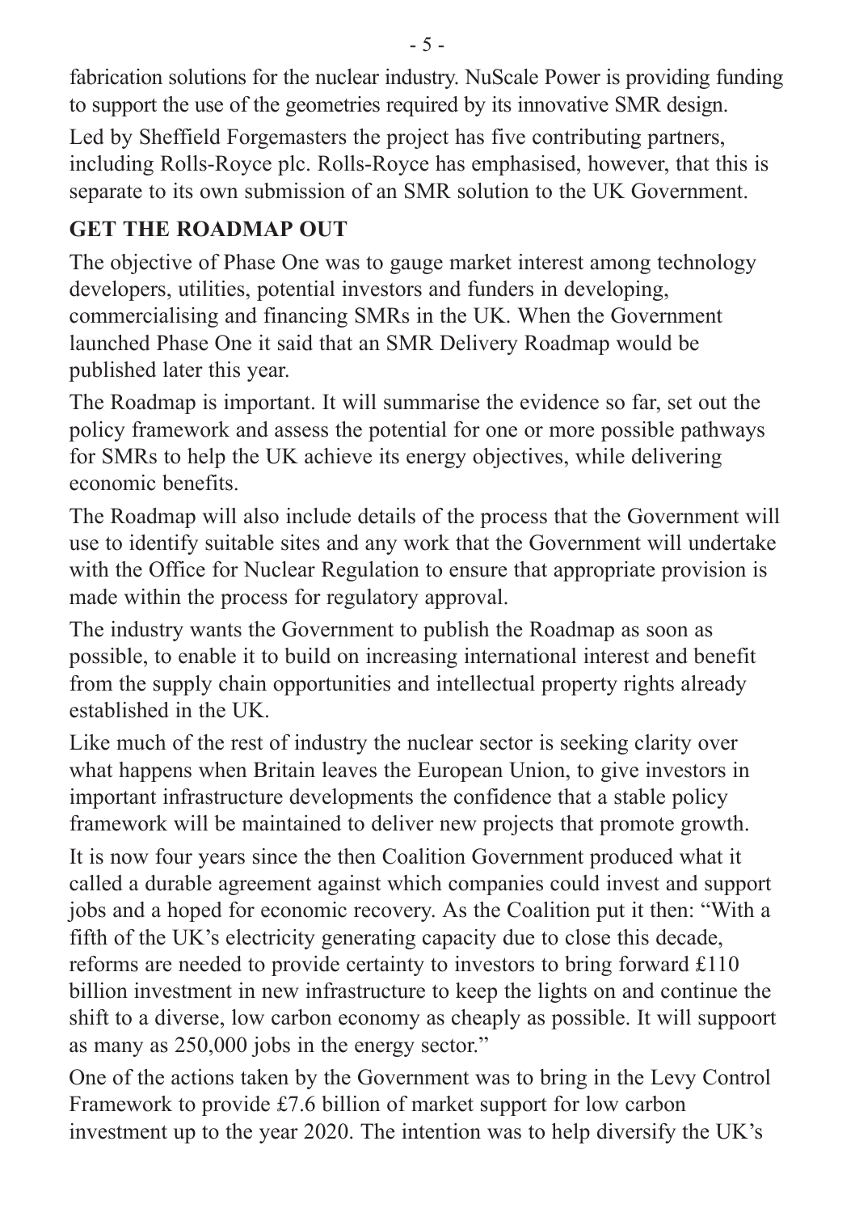fabrication solutions for the nuclear industry. NuScale Power is providing funding to support the use of the geometries required by its innovative SMR design.

Led by Sheffield Forgemasters the project has five contributing partners, including Rolls-Royce plc. Rolls-Royce has emphasised, however, that this is separate to its own submission of an SMR solution to the UK Government.

## GET THE ROADMAP OUT

The objective of Phase One was to gauge market interest among technology developers, utilities, potential investors and funders in developing, commercialising and financing SMRs in the UK. When the Government launched Phase One it said that an SMR Delivery Roadmap would be published later this year.

The Roadmap is important. It will summarise the evidence so far, set out the policy framework and assess the potential for one or more possible pathways for SMRs to help the UK achieve its energy objectives, while delivering economic benefits.

The Roadmap will also include details of the process that the Government will use to identify suitable sites and any work that the Government will undertake with the Office for Nuclear Regulation to ensure that appropriate provision is made within the process for regulatory approval.

The industry wants the Government to publish the Roadmap as soon as possible, to enable it to build on increasing international interest and benefit from the supply chain opportunities and intellectual property rights already established in the UK.

Like much of the rest of industry the nuclear sector is seeking clarity over what happens when Britain leaves the European Union, to give investors in important infrastructure developments the confidence that a stable policy framework will be maintained to deliver new projects that promote growth.

It is now four years since the then Coalition Government produced what it called a durable agreement against which companies could invest and support jobs and a hoped for economic recovery. As the Coalition put it then: "With a fifth of the UK's electricity generating capacity due to close this decade, reforms are needed to provide certainty to investors to bring forward £110 billion investment in new infrastructure to keep the lights on and continue the shift to a diverse, low carbon economy as cheaply as possible. It will suppoort as many as 250,000 jobs in the energy sector."

One of the actions taken by the Government was to bring in the Levy Control Framework to provide £7.6 billion of market support for low carbon investment up to the year 2020. The intention was to help diversify the UK's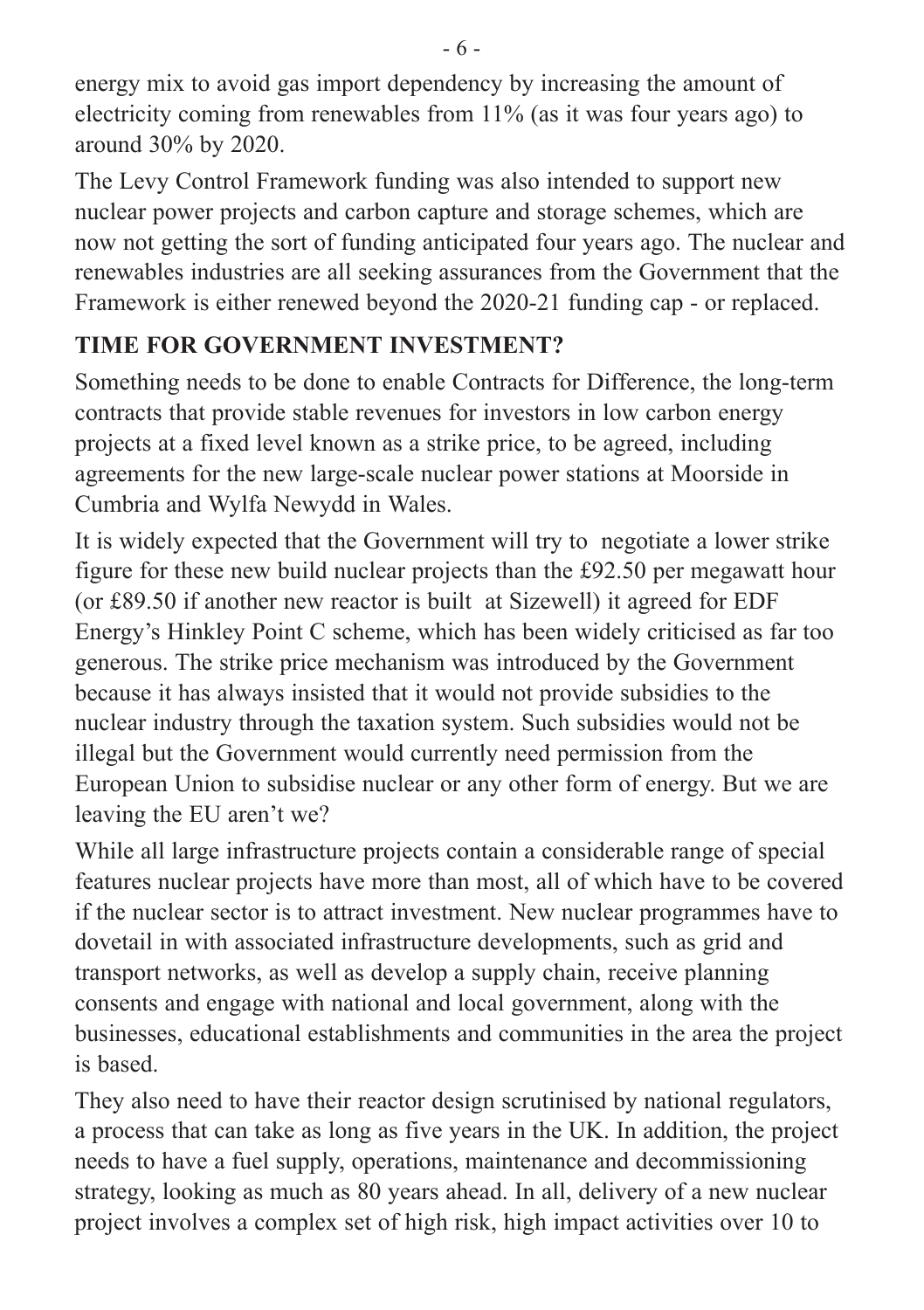energy mix to avoid gas import dependency by increasing the amount of electricity coming from renewables from 11% (as it was four years ago) to around 30% by 2020.

The Levy Control Framework funding was also intended to support new nuclear power projects and carbon capture and storage schemes, which are now not getting the sort of funding anticipated four years ago. The nuclear and renewables industries are all seeking assurances from the Government that the Framework is either renewed beyond the 2020-21 funding cap - or replaced.

## TIME FOR GOVERNMENT INVESTMENT?

Something needs to be done to enable Contracts for Difference, the long-term contracts that provide stable revenues for investors in low carbon energy projects at a fixed level known as a strike price, to be agreed, including agreements for the new large-scale nuclear power stations at Moorside in Cumbria and Wylfa Newydd in Wales.

It is widely expected that the Government will try to negotiate a lower strike figure for these new build nuclear projects than the £92.50 per megawatt hour (or £89.50 if another new reactor is built at Sizewell) it agreed for EDF Energy's Hinkley Point C scheme, which has been widely criticised as far too generous. The strike price mechanism was introduced by the Government because it has always insisted that it would not provide subsidies to the nuclear industry through the taxation system. Such subsidies would not be illegal but the Government would currently need permission from the European Union to subsidise nuclear or any other form of energy. But we are leaving the EU aren't we?

While all large infrastructure projects contain a considerable range of special features nuclear projects have more than most, all of which have to be covered if the nuclear sector is to attract investment. New nuclear programmes have to dovetail in with associated infrastructure developments, such as grid and transport networks, as well as develop a supply chain, receive planning consents and engage with national and local government, along with the businesses, educational establishments and communities in the area the project is based.

They also need to have their reactor design scrutinised by national regulators, a process that can take as long as five years in the UK. In addition, the project needs to have a fuel supply, operations, maintenance and decommissioning strategy, looking as much as 80 years ahead. In all, delivery of a new nuclear project involves a complex set of high risk, high impact activities over 10 to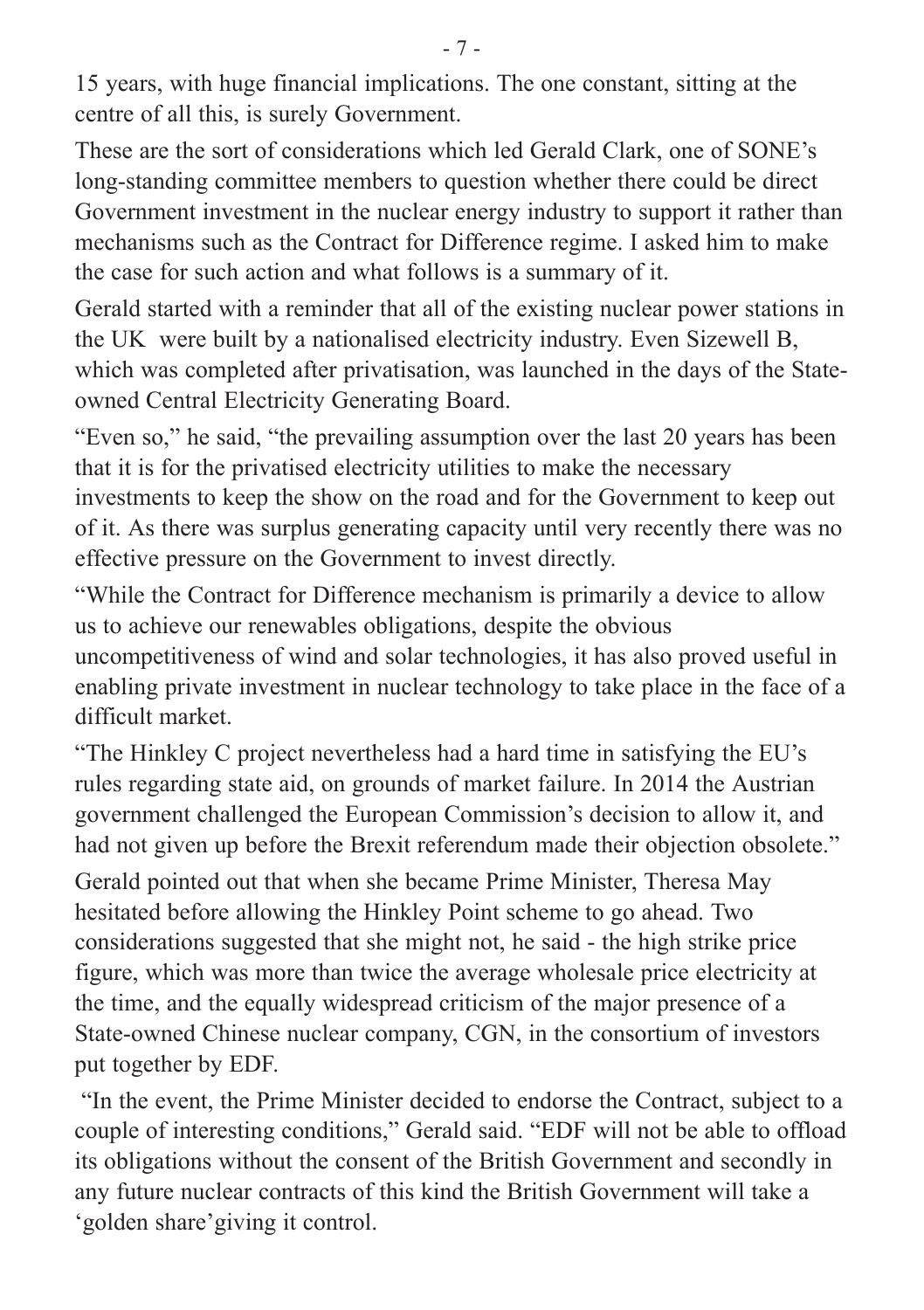15 years, with huge financial implications. The one constant, sitting at the centre of all this, is surely Government.

These are the sort of considerations which led Gerald Clark, one of SONE's long-standing committee members to question whether there could be direct Government investment in the nuclear energy industry to support it rather than mechanisms such as the Contract for Difference regime. I asked him to make the case for such action and what follows is a summary of it.

Gerald started with a reminder that all of the existing nuclear power stations in the UK were built by a nationalised electricity industry. Even Sizewell B, which was completed after privatisation, was launched in the days of the State-owned Central Electricity Generating Board.

"Even so," he said, "the prevailing assumption over the last 20 years has been that it is for the privatised electricity utilities to make the necessary investments to keep the show on the road and for the Government to keep out of it. As there was surplus generating capacity until very recently there was no effective pressure on the Government to invest directly.

"While the Contract for Difference mechanism is primarily a device to allow us to achieve our renewables obligations, despite the obvious uncompetitiveness of wind and solar technologies, it has also proved useful in enabling private investment in nuclear technology to take place in the face of a difficult market.

"The Hinkley C project nevertheless had a hard time in satisfying the EU's rules regarding state aid, on grounds of market failure. In 2014 the Austrian government challenged the European Commission's decision to allow it, and had not given up before the Brexit referendum made their objection obsolete."

Gerald pointed out that when she became Prime Minister, Theresa May hesitated before allowing the Hinkley Point scheme to go ahead. Two considerations suggested that she might not, he said - the high strike price figure, which was more than twice the average wholesale price electricity at the time, and the equally widespread criticism of the major presence of a State-owned Chinese nuclear company, CGN, in the consortium of investors put together by EDF.

"In the event, the Prime Minister decided to endorse the Contract, subject to a couple of interesting conditions," Gerald said. "EDF will not be able to offload its obligations without the consent of the British Government and secondly in any future nuclear contracts of this kind the British Government will take a 'golden share'giving it control.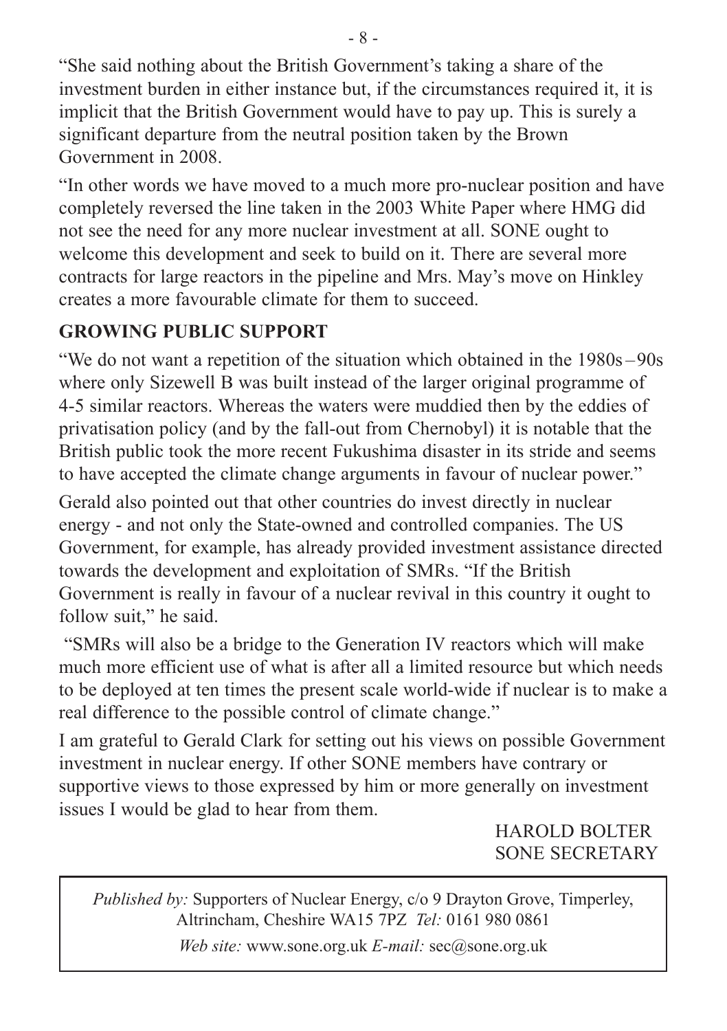"She said nothing about the British Government's taking a share of the investment burden in either instance but, if the circumstances required it, it is implicit that the British Government would have to pay up. This is surely a significant departure from the neutral position taken by the Brown Government in 2008.

"In other words we have moved to a much more pro-nuclear position and have completely reversed the line taken in the 2003 White Paper where HMG did not see the need for any more nuclear investment at all. SONE ought to welcome this development and seek to build on it. There are several more contracts for large reactors in the pipeline and Mrs. May's move on Hinkley creates a more favourable climate for them to succeed.

## GROWING PUBLIC SUPPORT

"We do not want a repetition of the situation which obtained in the 1980s – 90s where only Sizewell B was built instead of the larger original programme of 4-5 similar reactors. Whereas the waters were muddied then by the eddies of privatisation policy (and by the fall-out from Chernobyl) it is notable that the British public took the more recent Fukushima disaster in its stride and seems to have accepted the climate change arguments in favour of nuclear power."

Gerald also pointed out that other countries do invest directly in nuclear energy - and not only the State-owned and controlled companies. The US Government, for example, has already provided investment assistance directed towards the development and exploitation of SMRs. "If the British Government is really in favour of a nuclear revival in this country it ought to follow suit," he said.

"SMRs will also be a bridge to the Generation IV reactors which will make much more efficient use of what is after all a limited resource but which needs to be deployed at ten times the present scale world-wide if nuclear is to make a real difference to the possible control of climate change."

I am grateful to Gerald Clark for setting out his views on possible Government investment in nuclear energy. If other SONE members have contrary or supportive views to those expressed by him or more generally on investment issues I would be glad to hear from them.

HAROLD BOLTER
SONE SECRETARY

*Published by:* Supporters of Nuclear Energy, c/o 9 Drayton Grove, Timperley, Altrincham, Cheshire WA15 7PZ *Tel:* 0161 980 0861

*Web site:* www.sone.org.uk *E-mail:* sec@sone.org.uk